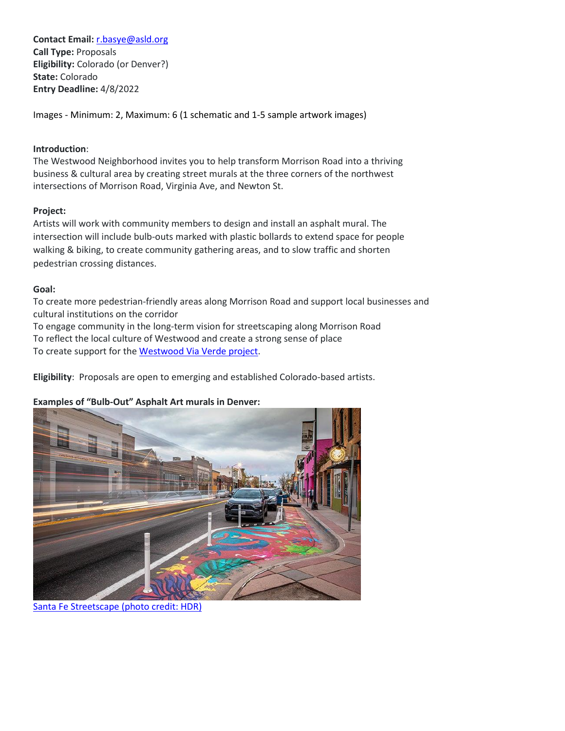**Contact Email:** r.basye@asld.org
**Call Type:** Proposals
**Eligibility:** Colorado (or Denver?)
**State:** Colorado
**Entry Deadline:** 4/8/2022

Images - Minimum: 2, Maximum: 6 (1 schematic and 1-5 sample artwork images)

**Introduction**:
The Westwood Neighborhood invites you to help transform Morrison Road into a thriving business & cultural area by creating street murals at the three corners of the northwest intersections of Morrison Road, Virginia Ave, and Newton St.

**Project:**
Artists will work with community members to design and install an asphalt mural. The intersection will include bulb-outs marked with plastic bollards to extend space for people walking & biking, to create community gathering areas, and to slow traffic and shorten pedestrian crossing distances.

**Goal:**
To create more pedestrian-friendly areas along Morrison Road and support local businesses and cultural institutions on the corridor
To engage community in the long-term vision for streetscaping along Morrison Road
To reflect the local culture of Westwood and create a strong sense of place
To create support for the Westwood Via Verde project.

**Eligibility**: Proposals are open to emerging and established Colorado-based artists.

**Examples of "Bulb-Out" Asphalt Art murals in Denver:**

Santa Fe Streetscape (photo credit: HDR)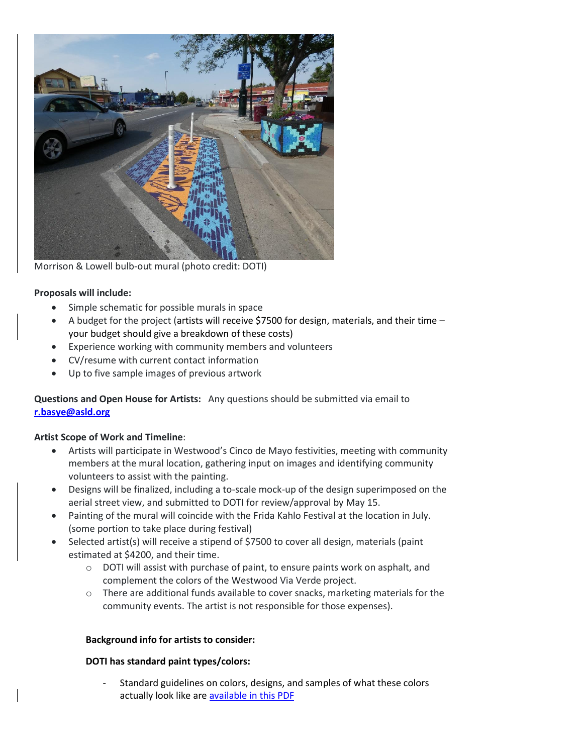Morrison & Lowell bulb-out mural (photo credit: DOTI)

**Proposals will include:**

- Simple schematic for possible murals in space
- A budget for the project (artists will receive $7500 for design, materials, and their time – your budget should give a breakdown of these costs)
- Experience working with community members and volunteers
- CV/resume with current contact information
- Up to five sample images of previous artwork

**Questions and Open House for Artists:** Any questions should be submitted via email to **r.basye@asld.org**

**Artist Scope of Work and Timeline**:

- Artists will participate in Westwood's Cinco de Mayo festivities, meeting with community members at the mural location, gathering input on images and identifying community volunteers to assist with the painting.
- Designs will be finalized, including a to-scale mock-up of the design superimposed on the aerial street view, and submitted to DOTI for review/approval by May 15.
- Painting of the mural will coincide with the Frida Kahlo Festival at the location in July. (some portion to take place during festival)
- Selected artist(s) will receive a stipend of $7500 to cover all design, materials (paint estimated at $4200, and their time.
  - DOTI will assist with purchase of paint, to ensure paints work on asphalt, and complement the colors of the Westwood Via Verde project.
  - There are additional funds available to cover snacks, marketing materials for the community events. The artist is not responsible for those expenses).

**Background info for artists to consider:**

**DOTI has standard paint types/colors:**

- Standard guidelines on colors, designs, and samples of what these colors actually look like are available in this PDF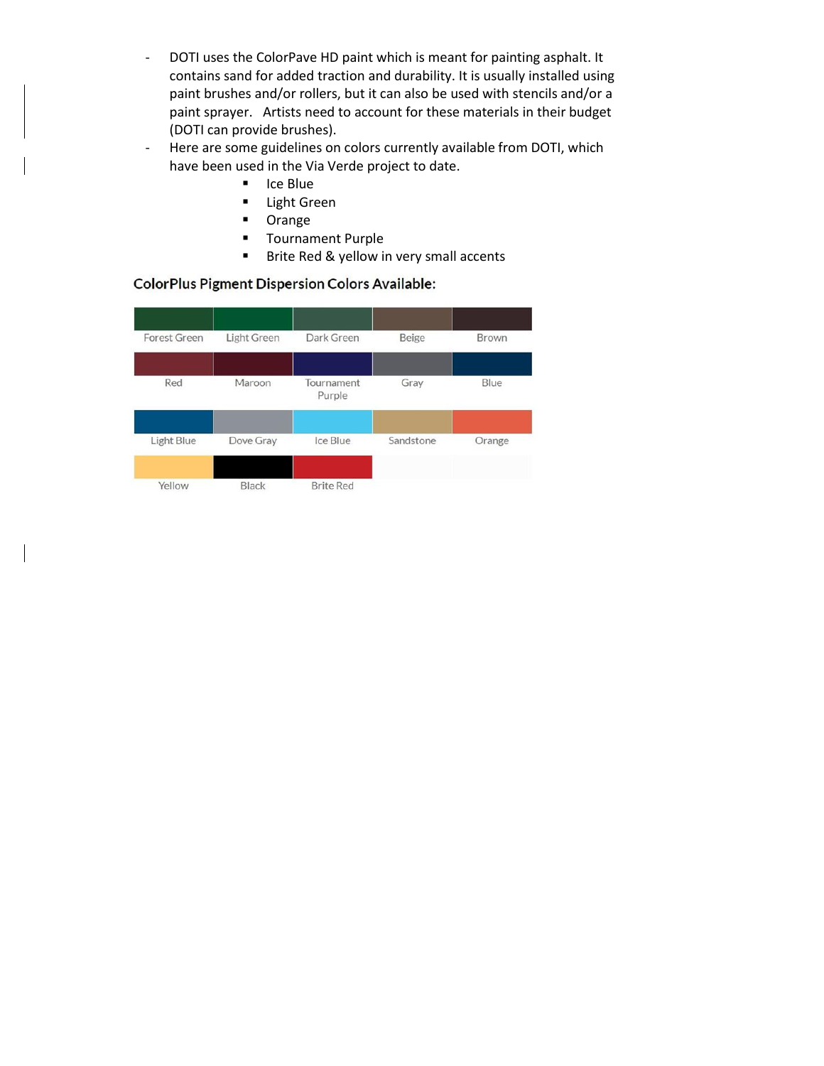- DOTI uses the ColorPave HD paint which is meant for painting asphalt. It contains sand for added traction and durability. It is usually installed using paint brushes and/or rollers, but it can also be used with stencils and/or a paint sprayer. Artists need to account for these materials in their budget (DOTI can provide brushes).
- Here are some guidelines on colors currently available from DOTI, which have been used in the Via Verde project to date.
    - Ice Blue
    - Light Green
    - Orange
    - Tournament Purple
    - Brite Red & yellow in very small accents

### ColorPlus Pigment Dispersion Colors Available:

| | | | | |
|---|---|---|---|---|
| Forest Green | Light Green | Dark Green | Beige | Brown |
| Red | Maroon | Tournament Purple | Gray | Blue |
| Light Blue | Dove Gray | Ice Blue | Sandstone | Orange |
| Yellow | Black | Brite Red | | |